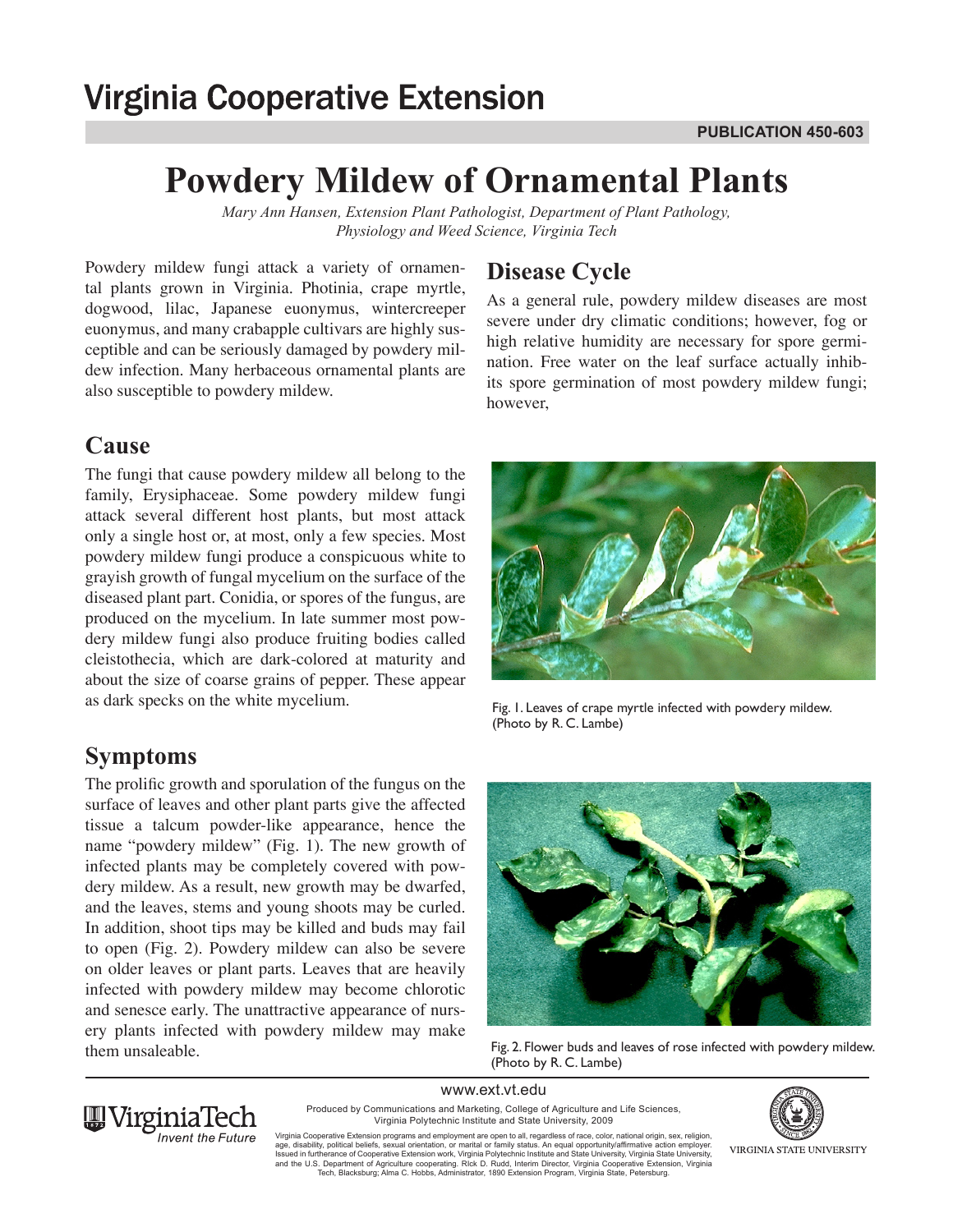# Virginia Cooperative Extension

PUBLICATION 450-603

# Powdery Mildew of Ornamental Plants

*Mary Ann Hansen, Extension Plant Pathologist, Department of Plant Pathology, Physiology and Weed Science, Virginia Tech*

Powdery mildew fungi attack a variety of ornamental plants grown in Virginia. Photinia, crape myrtle, dogwood, lilac, Japanese euonymus, wintercreeper euonymus, and many crabapple cultivars are highly susceptible and can be seriously damaged by powdery mildew infection. Many herbaceous ornamental plants are also susceptible to powdery mildew.

## Cause

The fungi that cause powdery mildew all belong to the family, Erysiphaceae. Some powdery mildew fungi attack several different host plants, but most attack only a single host or, at most, only a few species. Most powdery mildew fungi produce a conspicuous white to grayish growth of fungal mycelium on the surface of the diseased plant part. Conidia, or spores of the fungus, are produced on the mycelium. In late summer most powdery mildew fungi also produce fruiting bodies called cleistothecia, which are dark-colored at maturity and about the size of coarse grains of pepper. These appear as dark specks on the white mycelium.

## Symptoms

The prolific growth and sporulation of the fungus on the surface of leaves and other plant parts give the affected tissue a talcum powder-like appearance, hence the name "powdery mildew" (Fig. 1). The new growth of infected plants may be completely covered with powdery mildew. As a result, new growth may be dwarfed, and the leaves, stems and young shoots may be curled. In addition, shoot tips may be killed and buds may fail to open (Fig. 2). Powdery mildew can also be severe on older leaves or plant parts. Leaves that are heavily infected with powdery mildew may become chlorotic and senesce early. The unattractive appearance of nursery plants infected with powdery mildew may make them unsaleable.

## Disease Cycle

As a general rule, powdery mildew diseases are most severe under dry climatic conditions; however, fog or high relative humidity are necessary for spore germination. Free water on the leaf surface actually inhibits spore germination of most powdery mildew fungi; however,

Fig. 1. Leaves of crape myrtle infected with powdery mildew. (Photo by R. C. Lambe)

Fig. 2. Flower buds and leaves of rose infected with powdery mildew. (Photo by R. C. Lambe)

www.ext.vt.edu

Produced by Communications and Marketing, College of Agriculture and Life Sciences, Virginia Polytechnic Institute and State University, 2009

Virginia Cooperative Extension programs and employment are open to all, regardless of race, color, national origin, sex, religion, age, disability, political beliefs, sexual orientation, or marital or family status. An equal opportunity/affirmative action employer. Issued in furtherance of Cooperative Extension work, Virginia Polytechnic Institute and State University, Virginia State University, and the U.S. Department of Agriculture cooperating. RIck D. Rudd, Interim Director, Virginia Cooperative Extension, Virginia Tech, Blacksburg; Alma C. Hobbs, Administrator, 1890 Extension Program, Virginia State, Petersburg.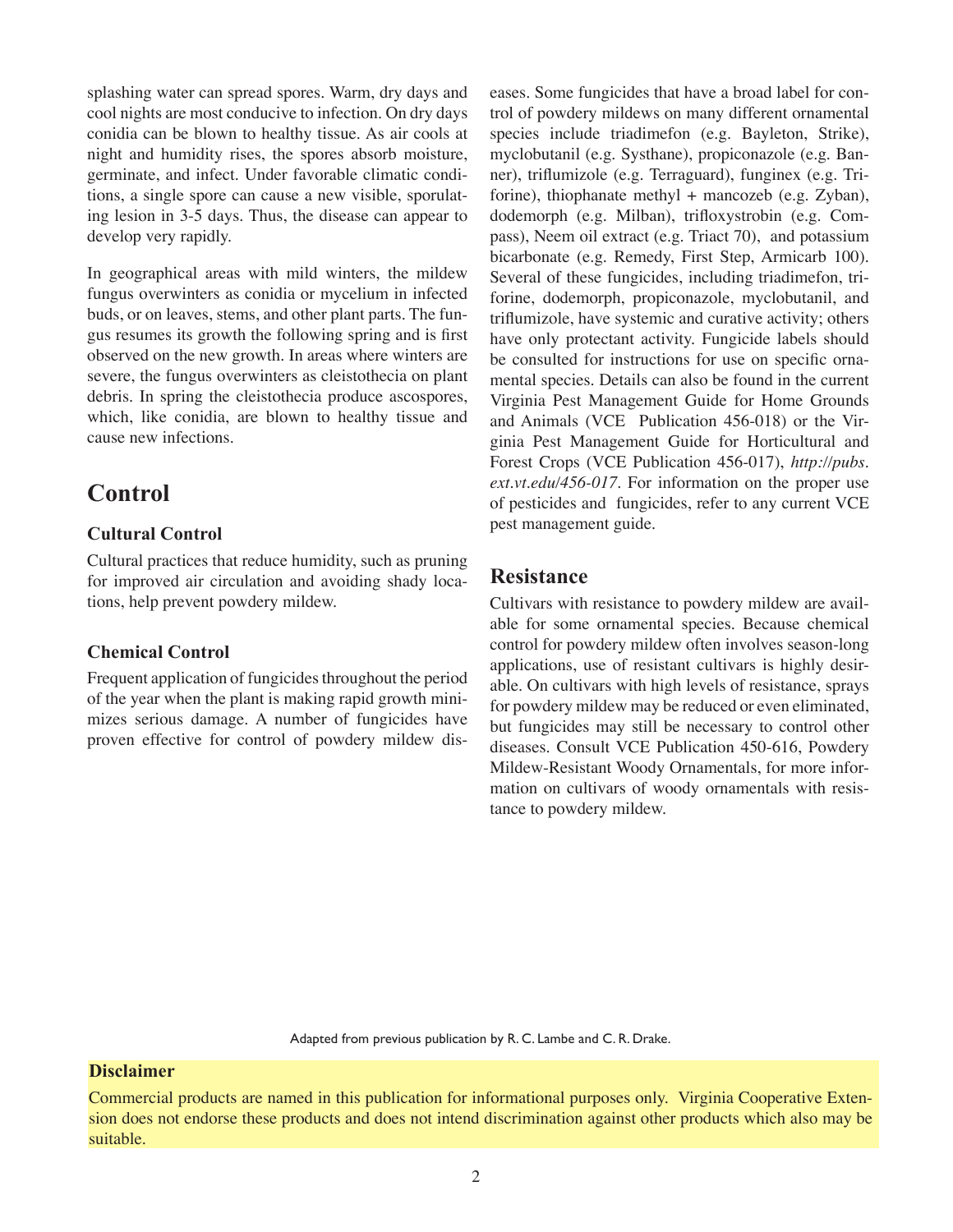splashing water can spread spores. Warm, dry days and cool nights are most conducive to infection. On dry days conidia can be blown to healthy tissue. As air cools at night and humidity rises, the spores absorb moisture, germinate, and infect. Under favorable climatic conditions, a single spore can cause a new visible, sporulating lesion in 3-5 days. Thus, the disease can appear to develop very rapidly.

In geographical areas with mild winters, the mildew fungus overwinters as conidia or mycelium in infected buds, or on leaves, stems, and other plant parts. The fungus resumes its growth the following spring and is first observed on the new growth. In areas where winters are severe, the fungus overwinters as cleistothecia on plant debris. In spring the cleistothecia produce ascospores, which, like conidia, are blown to healthy tissue and cause new infections.

# Control

### Cultural Control

Cultural practices that reduce humidity, such as pruning for improved air circulation and avoiding shady locations, help prevent powdery mildew.

### Chemical Control

Frequent application of fungicides throughout the period of the year when the plant is making rapid growth minimizes serious damage. A number of fungicides have proven effective for control of powdery mildew diseases. Some fungicides that have a broad label for control of powdery mildews on many different ornamental species include triadimefon (e.g. Bayleton, Strike), myclobutanil (e.g. Systhane), propiconazole (e.g. Banner), triflumizole (e.g. Terraguard), funginex (e.g. Triforine), thiophanate methyl + mancozeb (e.g. Zyban), dodemorph (e.g. Milban), trifloxystrobin (e.g. Compass), Neem oil extract (e.g. Triact 70), and potassium bicarbonate (e.g. Remedy, First Step, Armicarb 100). Several of these fungicides, including triadimefon, triforine, dodemorph, propiconazole, myclobutanil, and triflumizole, have systemic and curative activity; others have only protectant activity. Fungicide labels should be consulted for instructions for use on specific ornamental species. Details can also be found in the current Virginia Pest Management Guide for Home Grounds and Animals (VCE Publication 456-018) or the Virginia Pest Management Guide for Horticultural and Forest Crops (VCE Publication 456-017), *http://pubs.ext.vt.edu/456-017*. For information on the proper use of pesticides and fungicides, refer to any current VCE pest management guide.

## Resistance

Cultivars with resistance to powdery mildew are available for some ornamental species. Because chemical control for powdery mildew often involves season-long applications, use of resistant cultivars is highly desirable. On cultivars with high levels of resistance, sprays for powdery mildew may be reduced or even eliminated, but fungicides may still be necessary to control other diseases. Consult VCE Publication 450-616, Powdery Mildew-Resistant Woody Ornamentals, for more information on cultivars of woody ornamentals with resistance to powdery mildew.

Adapted from previous publication by R. C. Lambe and C. R. Drake.

**Disclaimer**

Commercial products are named in this publication for informational purposes only. Virginia Cooperative Extension does not endorse these products and does not intend discrimination against other products which also may be suitable.